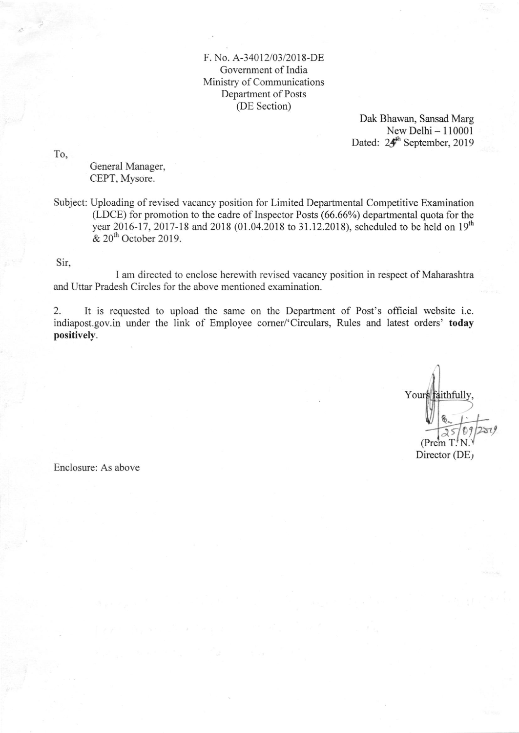F. No. A-34012/03/2018-DE
Government of India
Ministry of Communications
Department of Posts
(DE Section)

Dak Bhawan, Sansad Marg
New Delhi – 110001
Dated: 24th September, 2019

To,

General Manager,
CEPT, Mysore.

Subject: Uploading of revised vacancy position for Limited Departmental Competitive Examination (LDCE) for promotion to the cadre of Inspector Posts (66.66%) departmental quota for the year 2016-17, 2017-18 and 2018 (01.04.2018 to 31.12.2018), scheduled to be held on 19th & 20th October 2019.

Sir,

I am directed to enclose herewith revised vacancy position in respect of Maharashtra and Uttar Pradesh Circles for the above mentioned examination.

2. It is requested to upload the same on the Department of Post's official website i.e. indiapost.gov.in under the link of Employee corner/'Circulars, Rules and latest orders' **today positively**.

Yours faithfully,

25/09/2019

(Prem T. N.)
Director (DE)

Enclosure: As above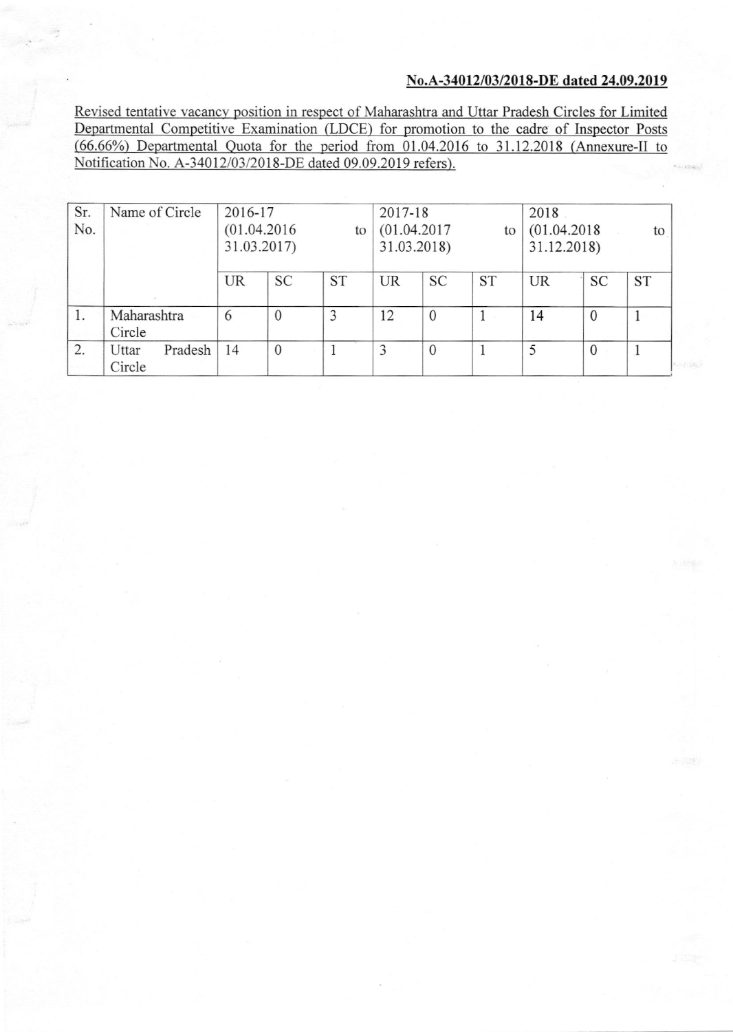**No.A-34012/03/2018-DE dated 24.09.2019**

Revised tentative vacancy position in respect of Maharashtra and Uttar Pradesh Circles for Limited Departmental Competitive Examination (LDCE) for promotion to the cadre of Inspector Posts (66.66%) Departmental Quota for the period from 01.04.2016 to 31.12.2018 (Annexure-II to Notification No. A-34012/03/2018-DE dated 09.09.2019 refers).

| Sr. No. | Name of Circle | 2016-17 (01.04.2016 to 31.03.2017) | | | 2017-18 (01.04.2017 to 31.03.2018) | | | 2018 (01.04.2018 to 31.12.2018) | | |
|---|---|---|---|---|---|---|---|---|---|---|
| | | UR | SC | ST | UR | SC | ST | UR | SC | ST |
| 1. | Maharashtra Circle | 6 | 0 | 3 | 12 | 0 | 1 | 14 | 0 | 1 |
| 2. | Uttar Pradesh Circle | 14 | 0 | 1 | 3 | 0 | 1 | 5 | 0 | 1 |